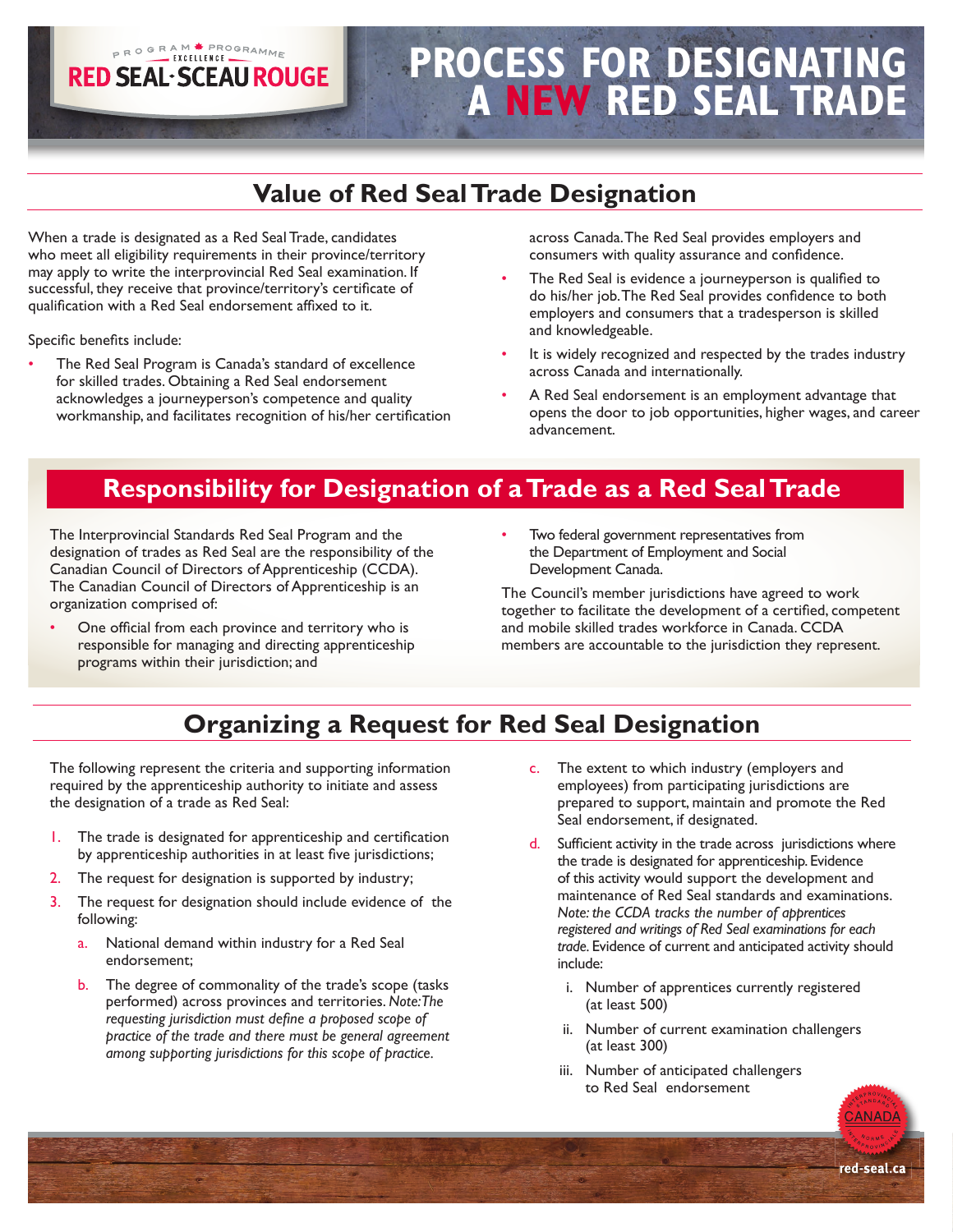# PROCESS FOR DESIGNATING A NEW RED SEAL TRADE

## Value of Red Seal Trade Designation

When a trade is designated as a Red Seal Trade, candidates who meet all eligibility requirements in their province/territory may apply to write the interprovincial Red Seal examination. If successful, they receive that province/territory's certificate of qualification with a Red Seal endorsement affixed to it.

Specific benefits include:

- The Red Seal Program is Canada's standard of excellence for skilled trades. Obtaining a Red Seal endorsement acknowledges a journeyperson's competence and quality workmanship, and facilitates recognition of his/her certification across Canada. The Red Seal provides employers and consumers with quality assurance and confidence.
- The Red Seal is evidence a journeyperson is qualified to do his/her job. The Red Seal provides confidence to both employers and consumers that a tradesperson is skilled and knowledgeable.
- It is widely recognized and respected by the trades industry across Canada and internationally.
- A Red Seal endorsement is an employment advantage that opens the door to job opportunities, higher wages, and career advancement.

## Responsibility for Designation of a Trade as a Red Seal Trade

The Interprovincial Standards Red Seal Program and the designation of trades as Red Seal are the responsibility of the Canadian Council of Directors of Apprenticeship (CCDA). The Canadian Council of Directors of Apprenticeship is an organization comprised of:

- One official from each province and territory who is responsible for managing and directing apprenticeship programs within their jurisdiction; and
- Two federal government representatives from the Department of Employment and Social Development Canada.

The Council's member jurisdictions have agreed to work together to facilitate the development of a certified, competent and mobile skilled trades workforce in Canada. CCDA members are accountable to the jurisdiction they represent.

## Organizing a Request for Red Seal Designation

The following represent the criteria and supporting information required by the apprenticeship authority to initiate and assess the designation of a trade as Red Seal:

1. The trade is designated for apprenticeship and certification by apprenticeship authorities in at least five jurisdictions;
2. The request for designation is supported by industry;
3. The request for designation should include evidence of the following:
   a. National demand within industry for a Red Seal endorsement;
   b. The degree of commonality of the trade's scope (tasks performed) across provinces and territories. *Note: The requesting jurisdiction must define a proposed scope of practice of the trade and there must be general agreement among supporting jurisdictions for this scope of practice.*
   c. The extent to which industry (employers and employees) from participating jurisdictions are prepared to support, maintain and promote the Red Seal endorsement, if designated.
   d. Sufficient activity in the trade across jurisdictions where the trade is designated for apprenticeship. Evidence of this activity would support the development and maintenance of Red Seal standards and examinations. *Note: the CCDA tracks the number of apprentices registered and writings of Red Seal examinations for each trade.* Evidence of current and anticipated activity should include:
      i. Number of apprentices currently registered (at least 500)
      ii. Number of current examination challengers (at least 300)
      iii. Number of anticipated challengers to Red Seal endorsement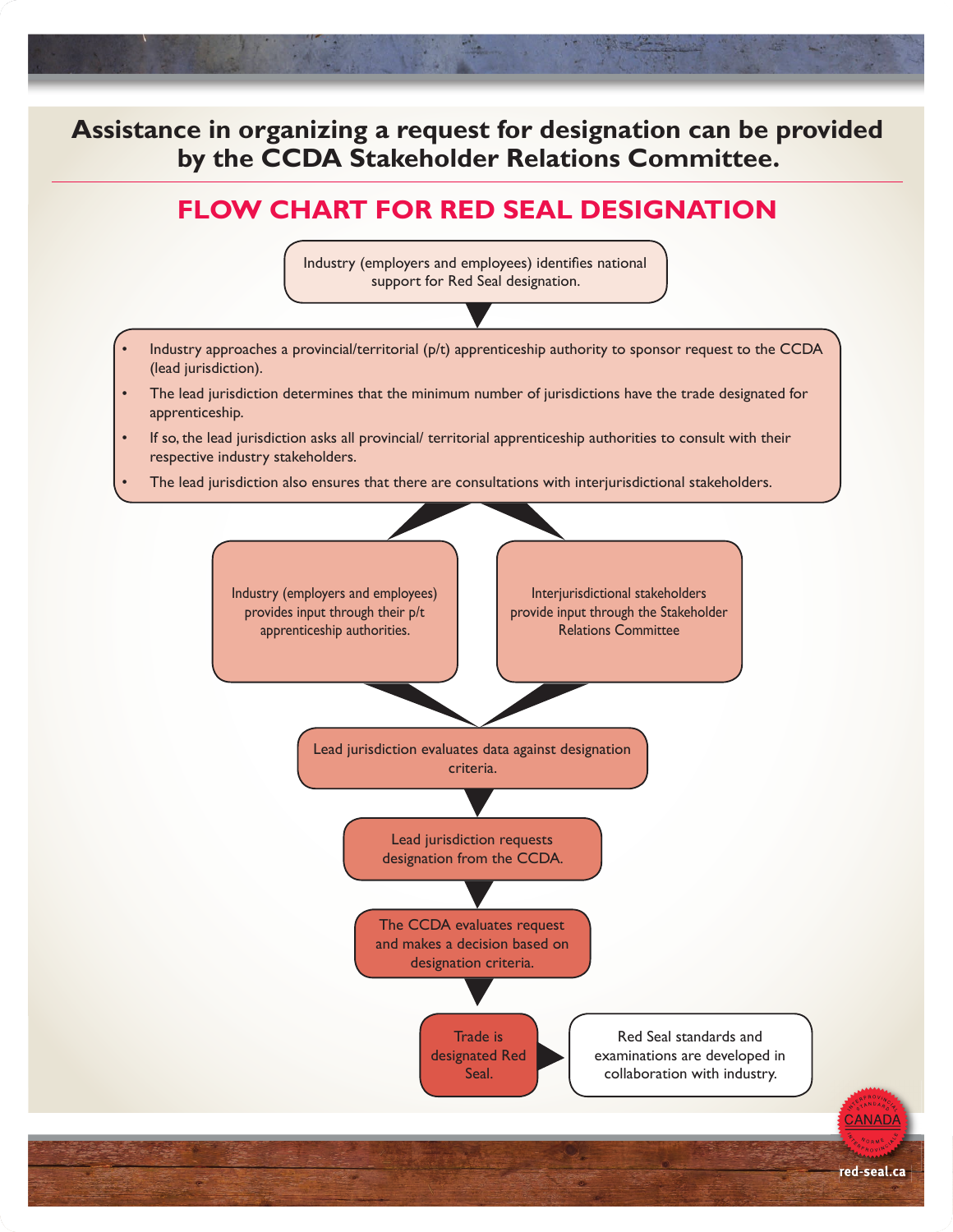**Assistance in organizing a request for designation can be provided by the CCDA Stakeholder Relations Committee.**

## FLOW CHART FOR RED SEAL DESIGNATION

Industry (employers and employees) identifies national support for Red Seal designation.

- Industry approaches a provincial/territorial (p/t) apprenticeship authority to sponsor request to the CCDA (lead jurisdiction).
- The lead jurisdiction determines that the minimum number of jurisdictions have the trade designated for apprenticeship.
- If so, the lead jurisdiction asks all provincial/ territorial apprenticeship authorities to consult with their respective industry stakeholders.
- The lead jurisdiction also ensures that there are consultations with interjurisdictional stakeholders.

Industry (employers and employees) provides input through their p/t apprenticeship authorities.

Interjurisdictional stakeholders provide input through the Stakeholder Relations Committee

Lead jurisdiction evaluates data against designation criteria.

Lead jurisdiction requests designation from the CCDA.

The CCDA evaluates request and makes a decision based on designation criteria.

Trade is designated Red Seal.

Red Seal standards and examinations are developed in collaboration with industry.

red-seal.ca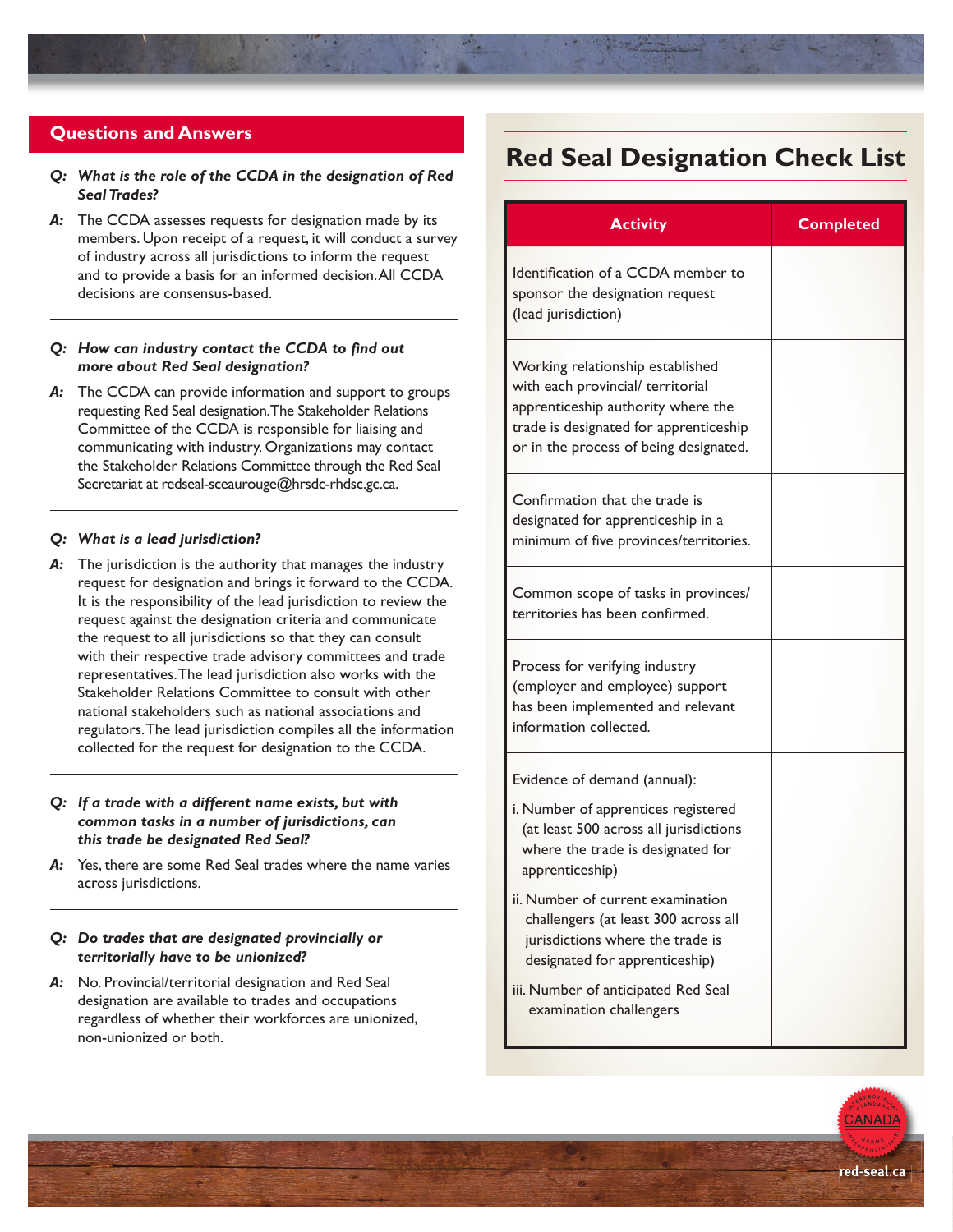## Questions and Answers

***Q: What is the role of the CCDA in the designation of Red Seal Trades?***

***A:*** The CCDA assesses requests for designation made by its members. Upon receipt of a request, it will conduct a survey of industry across all jurisdictions to inform the request and to provide a basis for an informed decision. All CCDA decisions are consensus-based.

***Q: How can industry contact the CCDA to find out more about Red Seal designation?***

***A:*** The CCDA can provide information and support to groups requesting Red Seal designation. The Stakeholder Relations Committee of the CCDA is responsible for liaising and communicating with industry. Organizations may contact the Stakeholder Relations Committee through the Red Seal Secretariat at redseal-sceaurouge@hrsdc-rhdsc.gc.ca.

***Q: What is a lead jurisdiction?***

***A:*** The jurisdiction is the authority that manages the industry request for designation and brings it forward to the CCDA. It is the responsibility of the lead jurisdiction to review the request against the designation criteria and communicate the request to all jurisdictions so that they can consult with their respective trade advisory committees and trade representatives. The lead jurisdiction also works with the Stakeholder Relations Committee to consult with other national stakeholders such as national associations and regulators. The lead jurisdiction compiles all the information collected for the request for designation to the CCDA.

***Q: If a trade with a different name exists, but with common tasks in a number of jurisdictions, can this trade be designated Red Seal?***

***A:*** Yes, there are some Red Seal trades where the name varies across jurisdictions.

***Q: Do trades that are designated provincially or territorially have to be unionized?***

***A:*** No. Provincial/territorial designation and Red Seal designation are available to trades and occupations regardless of whether their workforces are unionized, non-unionized or both.

## Red Seal Designation Check List

| Activity | Completed |
| --- | --- |
| Identification of a CCDA member to sponsor the designation request (lead jurisdiction) | |
| Working relationship established with each provincial/ territorial apprenticeship authority where the trade is designated for apprenticeship or in the process of being designated. | |
| Confirmation that the trade is designated for apprenticeship in a minimum of five provinces/territories. | |
| Common scope of tasks in provinces/ territories has been confirmed. | |
| Process for verifying industry (employer and employee) support has been implemented and relevant information collected. | |
| Evidence of demand (annual):<br>i. Number of apprentices registered (at least 500 across all jurisdictions where the trade is designated for apprenticeship)<br>ii. Number of current examination challengers (at least 300 across all jurisdictions where the trade is designated for apprenticeship)<br>iii. Number of anticipated Red Seal examination challengers | |

red-seal.ca